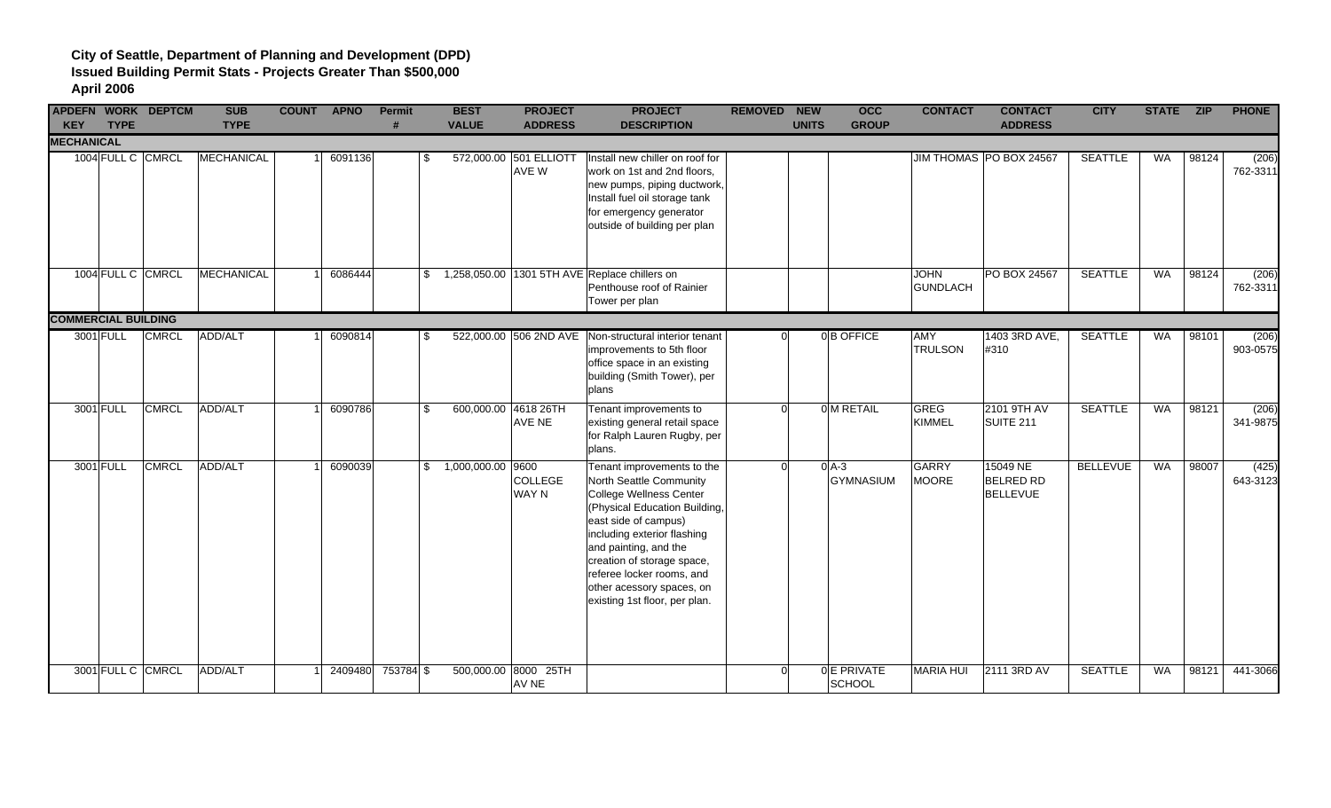**City of Seattle, Department of Planning and Development (DPD)**
**Issued Building Permit Stats - Projects Greater Than $500,000**
**April 2006**

| APDEFN KEY | WORK TYPE | DEPTCM | SUB TYPE | COUNT | APNO | Permit # | BEST VALUE | PROJECT ADDRESS | PROJECT DESCRIPTION | REMOVED | NEW UNITS | OCC GROUP | CONTACT | CONTACT ADDRESS | CITY | STATE | ZIP | PHONE |
|---|---|---|---|---|---|---|---|---|---|---|---|---|---|---|---|---|---|---|
| **MECHANICAL** | | | | | | | | | | | | | | | | | | |
| 1004 | FULL C | CMRCL | MECHANICAL | 1 | 6091136 | | $ 572,000.00 | 501 ELLIOTT AVE W | Install new chiller on roof for work on 1st and 2nd floors, new pumps, piping ductwork, Install fuel oil storage tank for emergency generator outside of building per plan | | | | JIM THOMAS | PO BOX 24567 | SEATTLE | WA | 98124 | (206) 762-3311 |
| 1004 | FULL C | CMRCL | MECHANICAL | 1 | 6086444 | | $ 1,258,050.00 | 1301 5TH AVE | Replace chillers on Penthouse roof of Rainier Tower per plan | | | | JOHN GUNDLACH | PO BOX 24567 | SEATTLE | WA | 98124 | (206) 762-3311 |
| **COMMERCIAL BUILDING** | | | | | | | | | | | | | | | | | | |
| 3001 | FULL | CMRCL | ADD/ALT | 1 | 6090814 | | $ 522,000.00 | 506 2ND AVE | Non-structural interior tenant improvements to 5th floor office space in an existing building (Smith Tower), per plans | 0 | 0 | B OFFICE | AMY TRULSON | 1403 3RD AVE, #310 | SEATTLE | WA | 98101 | (206) 903-0575 |
| 3001 | FULL | CMRCL | ADD/ALT | 1 | 6090786 | | $ 600,000.00 | 4618 26TH AVE NE | Tenant improvements to existing general retail space for Ralph Lauren Rugby, per plans. | 0 | 0 | M RETAIL | GREG KIMMEL | 2101 9TH AV SUITE 211 | SEATTLE | WA | 98121 | (206) 341-9875 |
| 3001 | FULL | CMRCL | ADD/ALT | 1 | 6090039 | | $ 1,000,000.00 | 9600 COLLEGE WAY N | Tenant improvements to the North Seattle Community College Wellness Center (Physical Education Building, east side of campus) including exterior flashing and painting, and the creation of storage space, referee locker rooms, and other acessory spaces, on existing 1st floor, per plan. | 0 | 0 | A-3 GYMNASIUM | GARRY MOORE | 15049 NE BELRED RD BELLEVUE | BELLEVUE | WA | 98007 | (425) 643-3123 |
| 3001 | FULL C | CMRCL | ADD/ALT | 1 | 2409480 | 753784 | $ 500,000.00 | 8000 25TH AV NE | | 0 | 0 | E PRIVATE SCHOOL | MARIA HUI | 2111 3RD AV | SEATTLE | WA | 98121 | 441-3066 |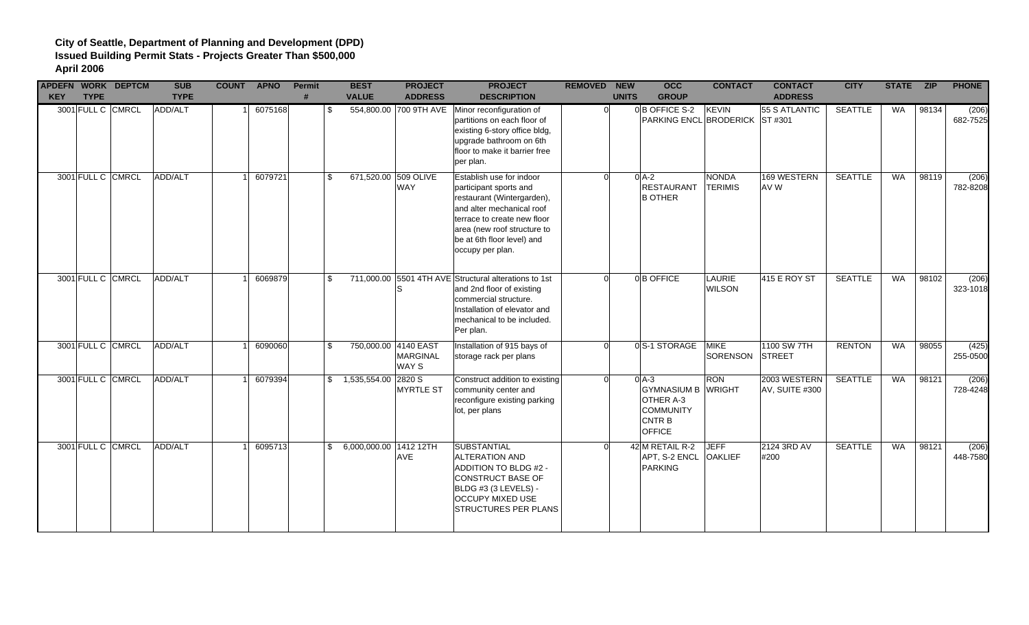**City of Seattle, Department of Planning and Development (DPD)**
**Issued Building Permit Stats - Projects Greater Than $500,000**
**April 2006**

| APDEFN KEY | WORK TYPE | DEPTCM | SUB TYPE | COUNT | APNO | Permit # | BEST VALUE | PROJECT ADDRESS | PROJECT DESCRIPTION | REMOVED | NEW UNITS | OCC GROUP | CONTACT | CONTACT ADDRESS | CITY | STATE | ZIP | PHONE |
|---|---|---|---|---|---|---|---|---|---|---|---|---|---|---|---|---|---|---|
| 3001 | FULL C | CMRCL | ADD/ALT | 1 | 6075168 | | $ 554,800.00 | 700 9TH AVE | Minor reconfiguration of partitions on each floor of existing 6-story office bldg, upgrade bathroom on 6th floor to make it barrier free per plan. | 0 | 0 | B OFFICE S-2 PARKING ENCL | KEVIN BRODERICK | 55 S ATLANTIC ST #301 | SEATTLE | WA | 98134 | (206) 682-7525 |
| 3001 | FULL C | CMRCL | ADD/ALT | 1 | 6079721 | | $ 671,520.00 | 509 OLIVE WAY | Establish use for indoor participant sports and restaurant (Wintergarden), and alter mechanical roof terrace to create new floor area (new roof structure to be at 6th floor level) and occupy per plan. | 0 | 0 | A-2 RESTAURANT B OTHER | NONDA TERIMIS | 169 WESTERN AV W | SEATTLE | WA | 98119 | (206) 782-8208 |
| 3001 | FULL C | CMRCL | ADD/ALT | 1 | 6069879 | | $ 711,000.00 | 5501 4TH AVE S | Structural alterations to 1st and 2nd floor of existing commercial structure. Installation of elevator and mechanical to be included. Per plan. | 0 | 0 | B OFFICE | LAURIE WILSON | 415 E ROY ST | SEATTLE | WA | 98102 | (206) 323-1018 |
| 3001 | FULL C | CMRCL | ADD/ALT | 1 | 6090060 | | $ 750,000.00 | 4140 EAST MARGINAL WAY S | Installation of 915 bays of storage rack per plans | 0 | 0 | S-1 STORAGE | MIKE SORENSON | 1100 SW 7TH STREET | RENTON | WA | 98055 | (425) 255-0500 |
| 3001 | FULL C | CMRCL | ADD/ALT | 1 | 6079394 | | $ 1,535,554.00 | 2820 S MYRTLE ST | Construct addition to existing community center and reconfigure existing parking lot, per plans | 0 | 0 | A-3 GYMNASIUM B OTHER A-3 COMMUNITY CNTR B OFFICE | RON WRIGHT | 2003 WESTERN AV, SUITE #300 | SEATTLE | WA | 98121 | (206) 728-4248 |
| 3001 | FULL C | CMRCL | ADD/ALT | 1 | 6095713 | | $ 6,000,000.00 | 1412 12TH AVE | SUBSTANTIAL ALTERATION AND ADDITION TO BLDG #2 - CONSTRUCT BASE OF BLDG #3 (3 LEVELS) - OCCUPY MIXED USE STRUCTURES PER PLANS | 0 | 42 | M RETAIL R-2 APT, S-2 ENCL PARKING | JEFF OAKLIEF | 2124 3RD AV #200 | SEATTLE | WA | 98121 | (206) 448-7580 |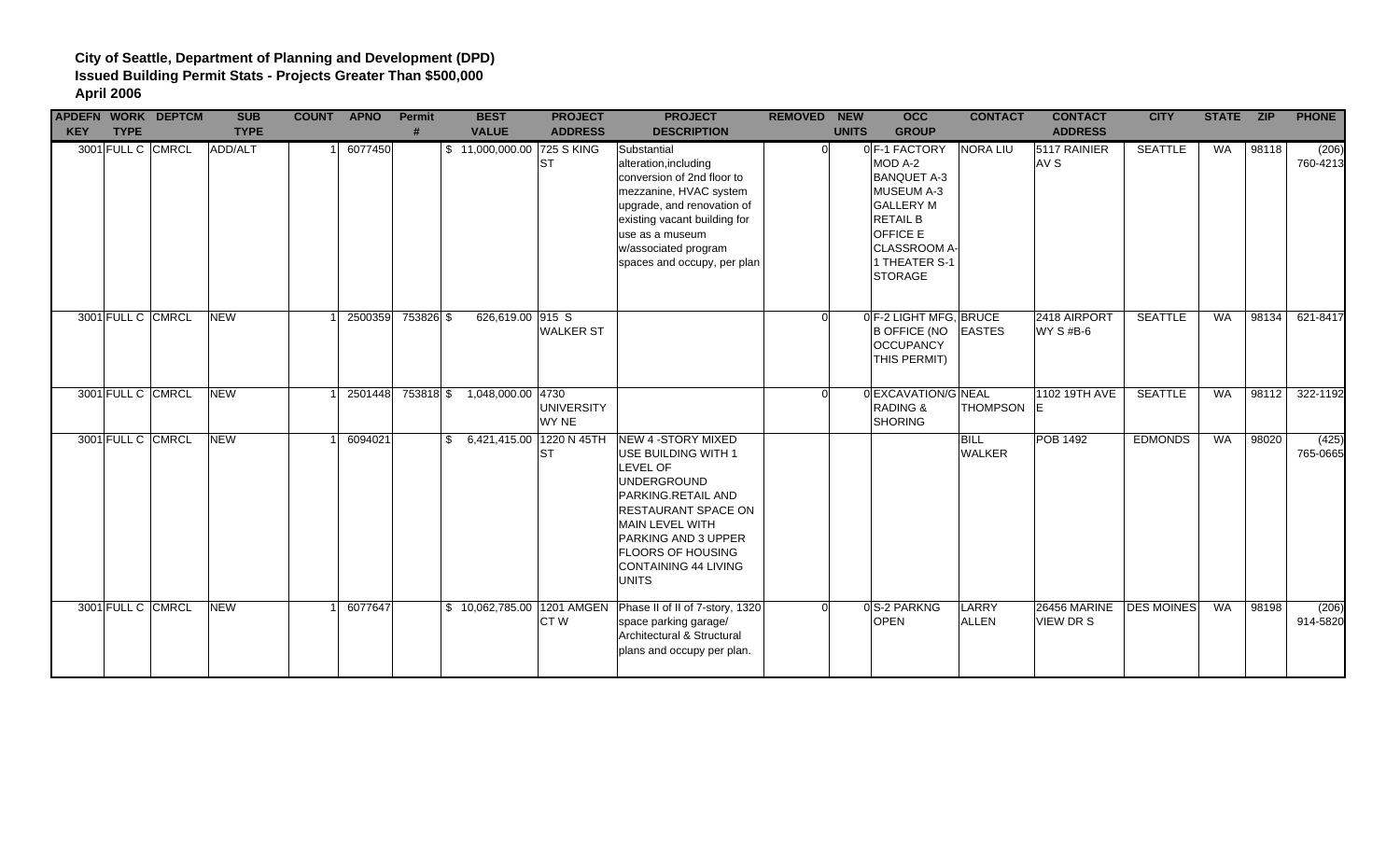**City of Seattle, Department of Planning and Development (DPD)**
**Issued Building Permit Stats - Projects Greater Than $500,000**
**April 2006**

| APDEFN KEY | WORK TYPE | DEPTCM | SUB TYPE | COUNT | APNO | Permit # | BEST VALUE | PROJECT ADDRESS | PROJECT DESCRIPTION | REMOVED | NEW UNITS | OCC GROUP | CONTACT | CONTACT ADDRESS | CITY | STATE | ZIP | PHONE |
|---|---|---|---|---|---|---|---|---|---|---|---|---|---|---|---|---|---|---|
| 3001 | FULL C | CMRCL | ADD/ALT | 1 | 6077450 | | $ 11,000,000.00 | 725 S KING ST | Substantial alteration,including conversion of 2nd floor to mezzanine, HVAC system upgrade, and renovation of existing vacant building for use as a museum w/associated program spaces and occupy, per plan | 0 | 0 | F-1 FACTORY MOD A-2 BANQUET A-3 MUSEUM A-3 GALLERY M RETAIL B OFFICE E CLASSROOM A-1 THEATER S-1 STORAGE | NORA LIU | 5117 RAINIER AV S | SEATTLE | WA | 98118 | (206) 760-4213 |
| 3001 | FULL C | CMRCL | NEW | 1 | 2500359 | 753826 | $ 626,619.00 | 915 S WALKER ST | | 0 | 0 | F-2 LIGHT MFG, B OFFICE (NO OCCUPANCY THIS PERMIT) | BRUCE EASTES | 2418 AIRPORT WY S #B-6 | SEATTLE | WA | 98134 | 621-8417 |
| 3001 | FULL C | CMRCL | NEW | 1 | 2501448 | 753818 | $ 1,048,000.00 | 4730 UNIVERSITY WY NE | | 0 | 0 | EXCAVATION/G RADING & SHORING | NEAL THOMPSON | 1102 19TH AVE E | SEATTLE | WA | 98112 | 322-1192 |
| 3001 | FULL C | CMRCL | NEW | 1 | 6094021 | | $ 6,421,415.00 | 1220 N 45TH ST | NEW 4 -STORY MIXED USE BUILDING WITH 1 LEVEL OF UNDERGROUND PARKING.RETAIL AND RESTAURANT SPACE ON MAIN LEVEL WITH PARKING AND 3 UPPER FLOORS OF HOUSING CONTAINING 44 LIVING UNITS | | | | BILL WALKER | POB 1492 | EDMONDS | WA | 98020 | (425) 765-0665 |
| 3001 | FULL C | CMRCL | NEW | 1 | 6077647 | | $ 10,062,785.00 | 1201 AMGEN CT W | Phase II of II of 7-story, 1320 space parking garage/ Architectural & Structural plans and occupy per plan. | 0 | 0 | S-2 PARKNG OPEN | LARRY ALLEN | 26456 MARINE VIEW DR S | DES MOINES | WA | 98198 | (206) 914-5820 |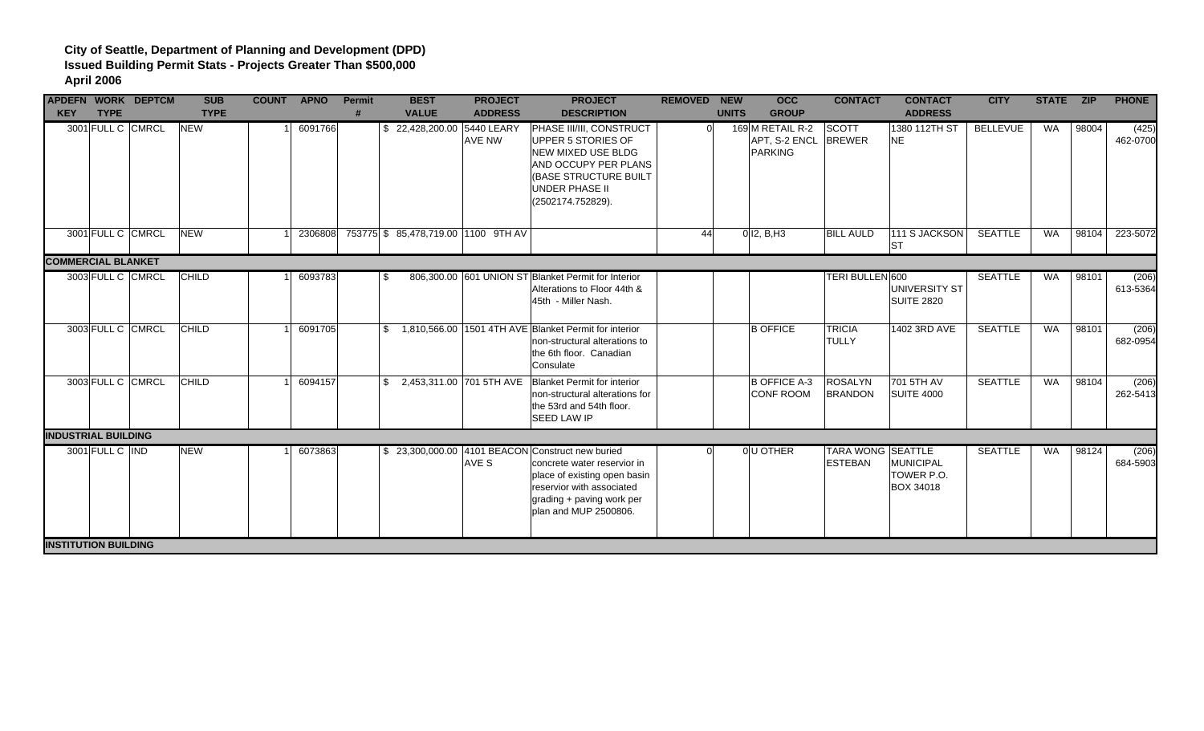**City of Seattle, Department of Planning and Development (DPD)**
**Issued Building Permit Stats - Projects Greater Than $500,000**
**April 2006**

| APDEFN KEY | WORK TYPE | DEPTCM | SUB TYPE | COUNT | APNO | Permit # | BEST VALUE | PROJECT ADDRESS | PROJECT DESCRIPTION | REMOVED | NEW UNITS | OCC GROUP | CONTACT | CONTACT ADDRESS | CITY | STATE | ZIP | PHONE |
|---|---|---|---|---|---|---|---|---|---|---|---|---|---|---|---|---|---|---|
| 3001 | FULL C | CMRCL | NEW | 1 | 6091766 | | $ 22,428,200.00 | 5440 LEARY AVE NW | PHASE III/III, CONSTRUCT UPPER 5 STORIES OF NEW MIXED USE BLDG AND OCCUPY PER PLANS (BASE STRUCTURE BUILT UNDER PHASE II (2502174.752829). | 0 | 169 | M RETAIL R-2 APT, S-2 ENCL PARKING | SCOTT BREWER | 1380 112TH ST NE | BELLEVUE | WA | 98004 | (425) 462-0700 |
| 3001 | FULL C | CMRCL | NEW | 1 | 2306808 | 753775 | $ 85,478,719.00 | 1100 9TH AV | | 44 | 0 | I2, B,H3 | BILL AULD | 111 S JACKSON ST | SEATTLE | WA | 98104 | 223-5072 |
| **COMMERCIAL BLANKET** | | | | | | | | | | | | | | | | | | |
| 3003 | FULL C | CMRCL | CHILD | 1 | 6093783 | | $ 806,300.00 | 601 UNION ST | Blanket Permit for Interior Alterations to Floor 44th & 45th - Miller Nash. | | | | TERI BULLEN | 600 UNIVERSITY ST SUITE 2820 | SEATTLE | WA | 98101 | (206) 613-5364 |
| 3003 | FULL C | CMRCL | CHILD | 1 | 6091705 | | $ 1,810,566.00 | 1501 4TH AVE | Blanket Permit for interior non-structural alterations to the 6th floor. Canadian Consulate | | | B OFFICE | TRICIA TULLY | 1402 3RD AVE | SEATTLE | WA | 98101 | (206) 682-0954 |
| 3003 | FULL C | CMRCL | CHILD | 1 | 6094157 | | $ 2,453,311.00 | 701 5TH AVE | Blanket Permit for interior non-structural alterations for the 53rd and 54th floor. SEED LAW IP | | | B OFFICE A-3 CONF ROOM | ROSALYN BRANDON | 701 5TH AV SUITE 4000 | SEATTLE | WA | 98104 | (206) 262-5413 |
| **INDUSTRIAL BUILDING** | | | | | | | | | | | | | | | | | | |
| 3001 | FULL C | IND | NEW | 1 | 6073863 | | $ 23,300,000.00 | 4101 BEACON AVE S | Construct new buried concrete water reservior in place of existing open basin reservior with associated grading + paving work per plan and MUP 2500806. | 0 | 0 | U OTHER | TARA WONG ESTEBAN | SEATTLE MUNICIPAL TOWER P.O. BOX 34018 | SEATTLE | WA | 98124 | (206) 684-5903 |
| **INSTITUTION BUILDING** | | | | | | | | | | | | | | | | | | |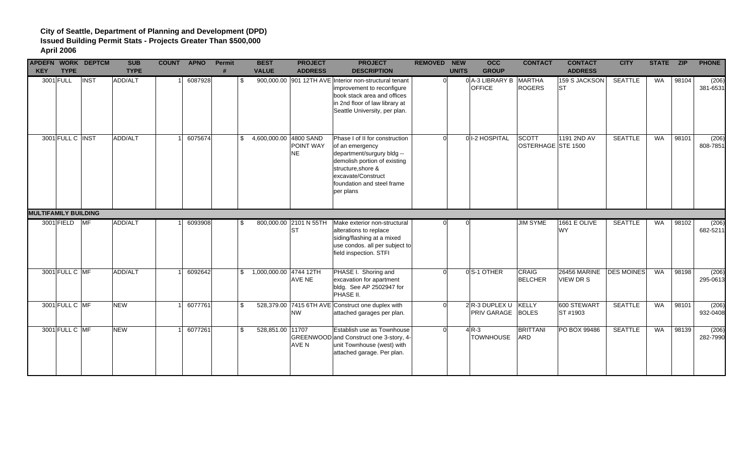**City of Seattle, Department of Planning and Development (DPD)**
**Issued Building Permit Stats - Projects Greater Than $500,000**
**April 2006**

| APDEFN KEY | WORK TYPE | DEPTCM | SUB TYPE | COUNT | APNO | Permit # | BEST VALUE | PROJECT ADDRESS | PROJECT DESCRIPTION | REMOVED | NEW UNITS | OCC GROUP | CONTACT | CONTACT ADDRESS | CITY | STATE | ZIP | PHONE |
|---|---|---|---|---|---|---|---|---|---|---|---|---|---|---|---|---|---|---|
| 3001 | FULL | INST | ADD/ALT | 1 | 6087928 | | $ 900,000.00 | 901 12TH AVE | Interior non-structural tenant improvement to reconfigure book stack area and offices in 2nd floor of law library at Seattle University, per plan. | 0 | 0 | A-3 LIBRARY B OFFICE | MARTHA ROGERS | 159 S JACKSON ST | SEATTLE | WA | 98104 | (206) 381-6531 |
| 3001 | FULL C | INST | ADD/ALT | 1 | 6075674 | | $ 4,600,000.00 | 4800 SAND POINT WAY NE | Phase I of II for construction of an emergency department/surgury bldg -- demolish portion of existing structure,shore & excavate/Construct foundation and steel frame per plans | 0 | 0 | I-2 HOSPITAL | SCOTT OSTERHAGE | 1191 2ND AV STE 1500 | SEATTLE | WA | 98101 | (206) 808-7851 |
| **MULTIFAMILY BUILDING** | | | | | | | | | | | | | | | | | | |
| 3001 | FIELD | MF | ADD/ALT | 1 | 6093908 | | $ 800,000.00 | 2101 N 55TH ST | Make exterior non-structural alterations to replace siding/flashing at a mixed use condos. all per subject to field inspection. STFI | 0 | 0 | | JIM SYME | 1661 E OLIVE WY | SEATTLE | WA | 98102 | (206) 682-5211 |
| 3001 | FULL C | MF | ADD/ALT | 1 | 6092642 | | $ 1,000,000.00 | 4744 12TH AVE NE | PHASE I. Shoring and excavation for apartment bldg. See AP 2502947 for PHASE II. | 0 | 0 | S-1 OTHER | CRAIG BELCHER | 26456 MARINE VIEW DR S | DES MOINES | WA | 98198 | (206) 295-0613 |
| 3001 | FULL C | MF | NEW | 1 | 6077761 | | $ 528,379.00 | 7415 6TH AVE NW | Construct one duplex with attached garages per plan. | 0 | 2 | R-3 DUPLEX U PRIV GARAGE | KELLY BOLES | 600 STEWART ST #1903 | SEATTLE | WA | 98101 | (206) 932-0408 |
| 3001 | FULL C | MF | NEW | 1 | 6077261 | | $ 528,851.00 | 11707 GREENWOOD AVE N | Establish use as Townhouse and Construct one 3-story, 4-unit Townhouse (west) with attached garage. Per plan. | 0 | 4 | R-3 TOWNHOUSE | BRITTANI ARD | PO BOX 99486 | SEATTLE | WA | 98139 | (206) 282-7990 |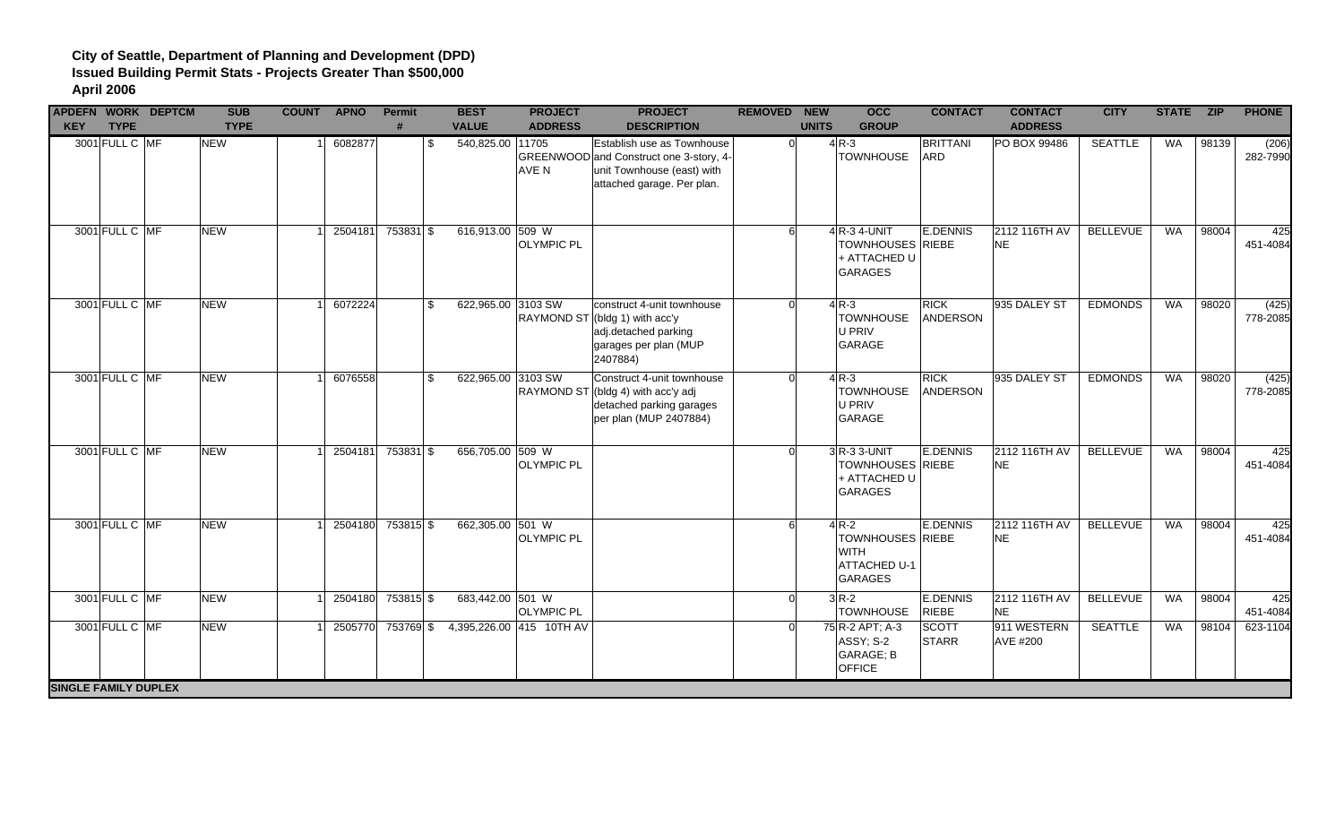**City of Seattle, Department of Planning and Development (DPD)**
**Issued Building Permit Stats - Projects Greater Than $500,000**
**April 2006**

| APDEFN KEY | WORK TYPE | DEPTCM | SUB TYPE | COUNT | APNO | Permit # | BEST VALUE | PROJECT ADDRESS | PROJECT DESCRIPTION | REMOVED | NEW UNITS | OCC GROUP | CONTACT | CONTACT ADDRESS | CITY | STATE | ZIP | PHONE |
|---|---|---|---|---|---|---|---|---|---|---|---|---|---|---|---|---|---|---|
| 3001 | FULL C | MF | NEW | 1 | 6082877 | | $ 540,825.00 | 11705 GREENWOOD AVE N | Establish use as Townhouse and Construct one 3-story, 4-unit Townhouse (east) with attached garage. Per plan. | 0 | 4 | R-3 TOWNHOUSE | BRITTANI ARD | PO BOX 99486 | SEATTLE | WA | 98139 | (206) 282-7990 |
| 3001 | FULL C | MF | NEW | 1 | 2504181 | 753831 | $ 616,913.00 | 509 W OLYMPIC PL | | 6 | 4 | R-3 4-UNIT TOWNHOUSES + ATTACHED U GARAGES | E.DENNIS RIEBE | 2112 116TH AV NE | BELLEVUE | WA | 98004 | 425 451-4084 |
| 3001 | FULL C | MF | NEW | 1 | 6072224 | | $ 622,965.00 | 3103 SW RAYMOND ST | construct 4-unit townhouse (bldg 1) with acc'y adj.detached parking garages per plan (MUP 2407884) | 0 | 4 | R-3 TOWNHOUSE U PRIV GARAGE | RICK ANDERSON | 935 DALEY ST | EDMONDS | WA | 98020 | (425) 778-2085 |
| 3001 | FULL C | MF | NEW | 1 | 6076558 | | $ 622,965.00 | 3103 SW RAYMOND ST | Construct 4-unit townhouse (bldg 4) with acc'y adj detached parking garages per plan (MUP 2407884) | 0 | 4 | R-3 TOWNHOUSE U PRIV GARAGE | RICK ANDERSON | 935 DALEY ST | EDMONDS | WA | 98020 | (425) 778-2085 |
| 3001 | FULL C | MF | NEW | 1 | 2504181 | 753831 | $ 656,705.00 | 509 W OLYMPIC PL | | 0 | 3 | R-3 3-UNIT TOWNHOUSES + ATTACHED U GARAGES | E.DENNIS RIEBE | 2112 116TH AV NE | BELLEVUE | WA | 98004 | 425 451-4084 |
| 3001 | FULL C | MF | NEW | 1 | 2504180 | 753815 | $ 662,305.00 | 501 W OLYMPIC PL | | 6 | 4 | R-2 TOWNHOUSES WITH ATTACHED U-1 GARAGES | E.DENNIS RIEBE | 2112 116TH AV NE | BELLEVUE | WA | 98004 | 425 451-4084 |
| 3001 | FULL C | MF | NEW | 1 | 2504180 | 753815 | $ 683,442.00 | 501 W OLYMPIC PL | | 0 | 3 | R-2 TOWNHOUSE | E.DENNIS RIEBE | 2112 116TH AV NE | BELLEVUE | WA | 98004 | 425 451-4084 |
| 3001 | FULL C | MF | NEW | 1 | 2505770 | 753769 | $ 4,395,226.00 | 415 10TH AV | | 0 | 75 | R-2 APT; A-3 ASSY; S-2 GARAGE; B OFFICE | SCOTT STARR | 911 WESTERN AVE #200 | SEATTLE | WA | 98104 | 623-1104 |
| **SINGLE FAMILY DUPLEX** | | | | | | | | | | | | | | | | | | |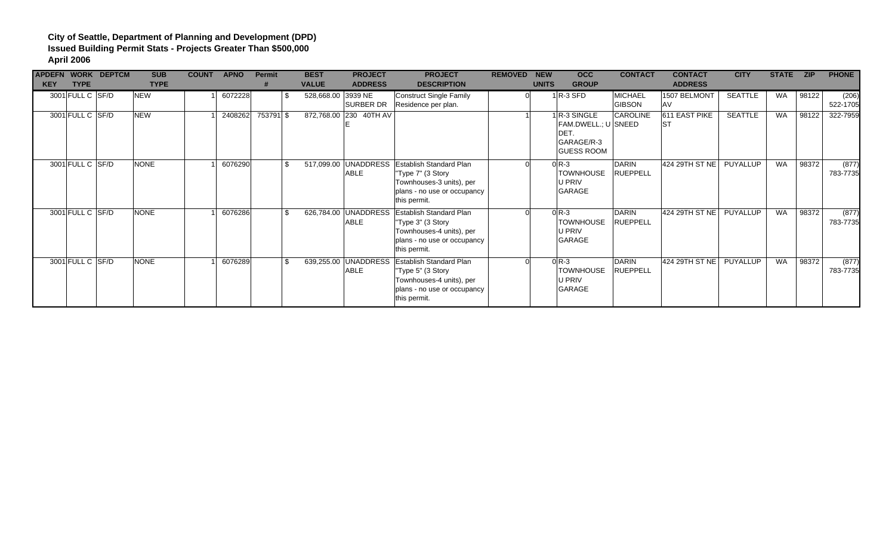**City of Seattle, Department of Planning and Development (DPD)**
**Issued Building Permit Stats - Projects Greater Than $500,000**
**April 2006**

| APDEFN KEY | WORK TYPE | DEPTCM | SUB TYPE | COUNT | APNO | Permit # | BEST VALUE | PROJECT ADDRESS | PROJECT DESCRIPTION | REMOVED | NEW UNITS | OCC GROUP | CONTACT | CONTACT ADDRESS | CITY | STATE | ZIP | PHONE |
|---|---|---|---|---|---|---|---|---|---|---|---|---|---|---|---|---|---|---|
| 3001 | FULL C | SF/D | NEW | 1 | 6072228 | | $ 528,668.00 | 3939 NE SURBER DR | Construct Single Family Residence per plan. | 0 | 1 | R-3 SFD | MICHAEL GIBSON | 1507 BELMONT AV | SEATTLE | WA | 98122 | (206) 522-1705 |
| 3001 | FULL C | SF/D | NEW | 1 | 2408262 | 753791 | $ 872,768.00 | 230 40TH AV E | | 1 | 1 | R-3 SINGLE FAM.DWELL.; U DET. GARAGE/R-3 GUESS ROOM | CAROLINE SNEED | 611 EAST PIKE ST | SEATTLE | WA | 98122 | 322-7959 |
| 3001 | FULL C | SF/D | NONE | 1 | 6076290 | | $ 517,099.00 | UNADDRESSABLE | Establish Standard Plan "Type 7" (3 Story Townhouses-3 units), per plans - no use or occupancy this permit. | 0 | 0 | R-3 TOWNHOUSE U PRIV GARAGE | DARIN RUEPPELL | 424 29TH ST NE | PUYALLUP | WA | 98372 | (877) 783-7735 |
| 3001 | FULL C | SF/D | NONE | 1 | 6076286 | | $ 626,784.00 | UNADDRESSABLE | Establish Standard Plan "Type 3" (3 Story Townhouses-4 units), per plans - no use or occupancy this permit. | 0 | 0 | R-3 TOWNHOUSE U PRIV GARAGE | DARIN RUEPPELL | 424 29TH ST NE | PUYALLUP | WA | 98372 | (877) 783-7735 |
| 3001 | FULL C | SF/D | NONE | 1 | 6076289 | | $ 639,255.00 | UNADDRESSABLE | Establish Standard Plan "Type 5" (3 Story Townhouses-4 units), per plans - no use or occupancy this permit. | 0 | 0 | R-3 TOWNHOUSE U PRIV GARAGE | DARIN RUEPPELL | 424 29TH ST NE | PUYALLUP | WA | 98372 | (877) 783-7735 |